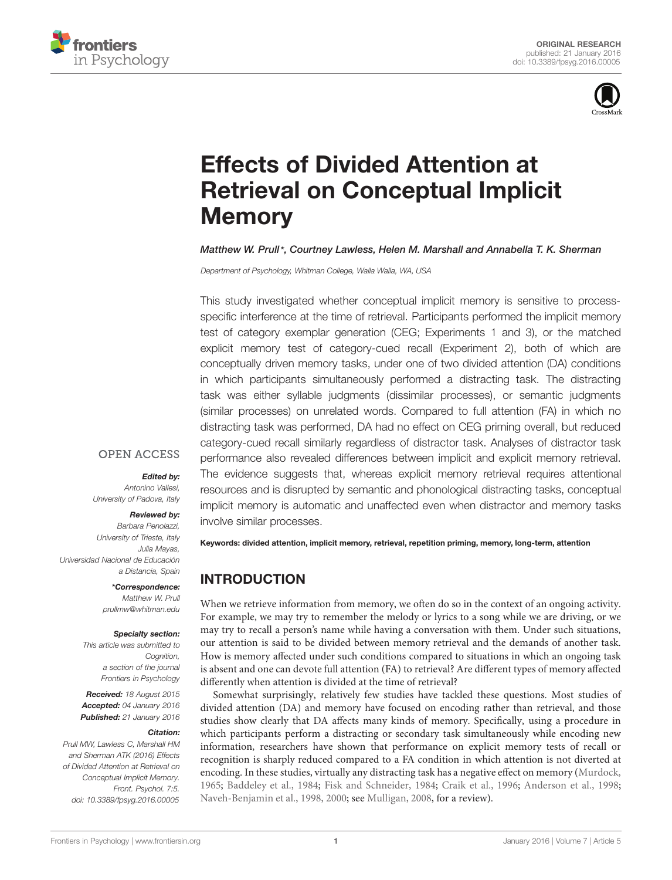ORIGINAL RESEARCH
published: 21 January 2016
doi: 10.3389/fpsyg.2016.00005

# Effects of Divided Attention at Retrieval on Conceptual Implicit Memory

*Matthew W. Prull\*, Courtney Lawless, Helen M. Marshall and Annabella T. K. Sherman*

*Department of Psychology, Whitman College, Walla Walla, WA, USA*

This study investigated whether conceptual implicit memory is sensitive to process-specific interference at the time of retrieval. Participants performed the implicit memory test of category exemplar generation (CEG; Experiments 1 and 3), or the matched explicit memory test of category-cued recall (Experiment 2), both of which are conceptually driven memory tasks, under one of two divided attention (DA) conditions in which participants simultaneously performed a distracting task. The distracting task was either syllable judgments (dissimilar processes), or semantic judgments (similar processes) on unrelated words. Compared to full attention (FA) in which no distracting task was performed, DA had no effect on CEG priming overall, but reduced category-cued recall similarly regardless of distractor task. Analyses of distractor task performance also revealed differences between implicit and explicit memory retrieval. The evidence suggests that, whereas explicit memory retrieval requires attentional resources and is disrupted by semantic and phonological distracting tasks, conceptual implicit memory is automatic and unaffected even when distractor and memory tasks involve similar processes.

**Keywords: divided attention, implicit memory, retrieval, repetition priming, memory, long-term, attention**

OPEN ACCESS

***Edited by:***
*Antonino Vallesi, University of Padova, Italy*

***Reviewed by:***
*Barbara Penolazzi, University of Trieste, Italy*
*Julia Mayas, Universidad Nacional de Educación a Distancia, Spain*

***\*Correspondence:***
*Matthew W. Prull*
*prullmw@whitman.edu*

***Specialty section:***
*This article was submitted to Cognition, a section of the journal Frontiers in Psychology*

***Received:*** *18 August 2015*
***Accepted:*** *04 January 2016*
***Published:*** *21 January 2016*

***Citation:***
*Prull MW, Lawless C, Marshall HM and Sherman ATK (2016) Effects of Divided Attention at Retrieval on Conceptual Implicit Memory. Front. Psychol. 7:5. doi: 10.3389/fpsyg.2016.00005*

## INTRODUCTION

When we retrieve information from memory, we often do so in the context of an ongoing activity. For example, we may try to remember the melody or lyrics to a song while we are driving, or we may try to recall a person's name while having a conversation with them. Under such situations, our attention is said to be divided between memory retrieval and the demands of another task. How is memory affected under such conditions compared to situations in which an ongoing task is absent and one can devote full attention (FA) to retrieval? Are different types of memory affected differently when attention is divided at the time of retrieval?

Somewhat surprisingly, relatively few studies have tackled these questions. Most studies of divided attention (DA) and memory have focused on encoding rather than retrieval, and those studies show clearly that DA affects many kinds of memory. Specifically, using a procedure in which participants perform a distracting or secondary task simultaneously while encoding new information, researchers have shown that performance on explicit memory tests of recall or recognition is sharply reduced compared to a FA condition in which attention is not diverted at encoding. In these studies, virtually any distracting task has a negative effect on memory (Murdock, 1965; Baddeley et al., 1984; Fisk and Schneider, 1984; Craik et al., 1996; Anderson et al., 1998; Naveh-Benjamin et al., 1998, 2000; see Mulligan, 2008, for a review).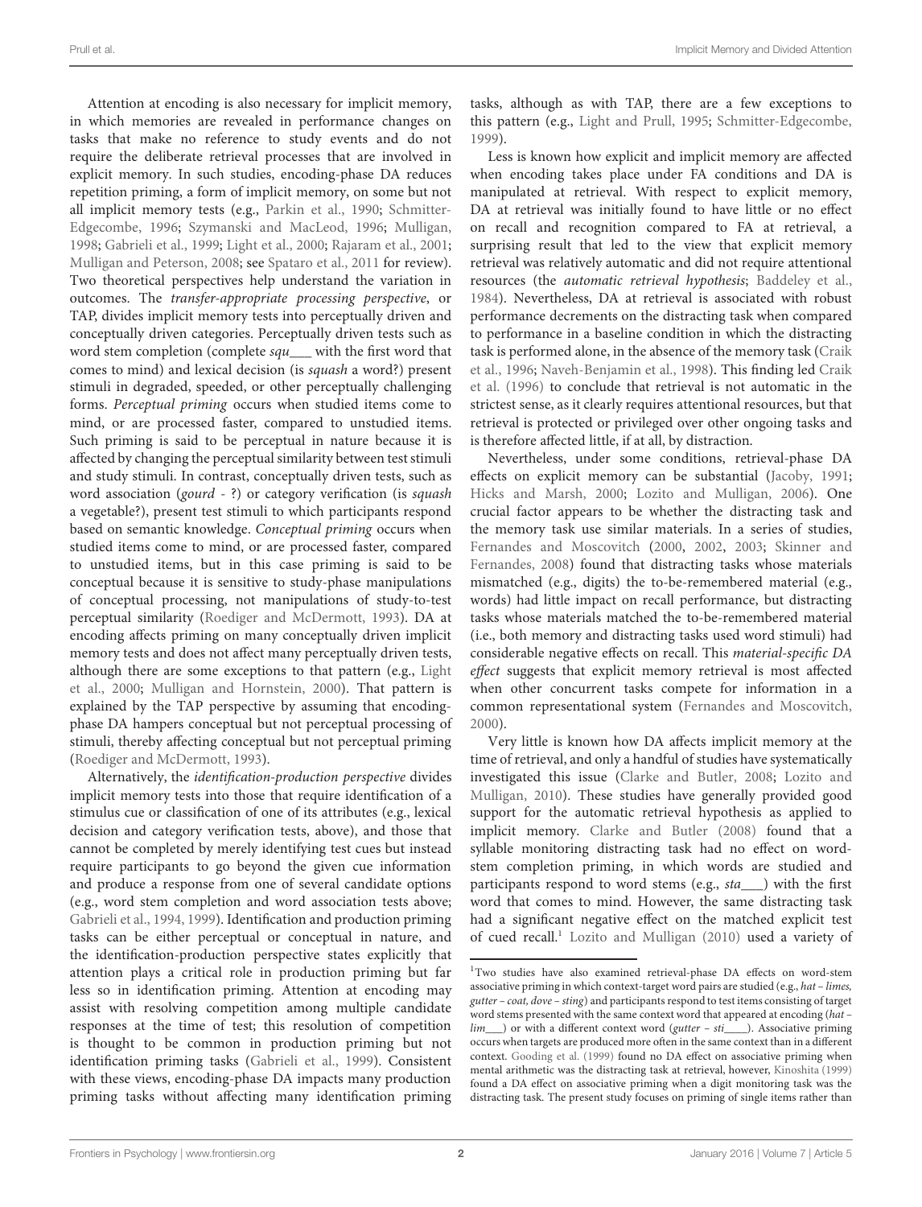Attention at encoding is also necessary for implicit memory, in which memories are revealed in performance changes on tasks that make no reference to study events and do not require the deliberate retrieval processes that are involved in explicit memory. In such studies, encoding-phase DA reduces repetition priming, a form of implicit memory, on some but not all implicit memory tests (e.g., Parkin et al., 1990; Schmitter-Edgecombe, 1996; Szymanski and MacLeod, 1996; Mulligan, 1998; Gabrieli et al., 1999; Light et al., 2000; Rajaram et al., 2001; Mulligan and Peterson, 2008; see Spataro et al., 2011 for review). Two theoretical perspectives help understand the variation in outcomes. The *transfer-appropriate processing perspective*, or TAP, divides implicit memory tests into perceptually driven and conceptually driven categories. Perceptually driven tests such as word stem completion (complete *squ*___ with the first word that comes to mind) and lexical decision (is *squash* a word?) present stimuli in degraded, speeded, or other perceptually challenging forms. *Perceptual priming* occurs when studied items come to mind, or are processed faster, compared to unstudied items. Such priming is said to be perceptual in nature because it is affected by changing the perceptual similarity between test stimuli and study stimuli. In contrast, conceptually driven tests, such as word association (*gourd* - ?) or category verification (is *squash* a vegetable?), present test stimuli to which participants respond based on semantic knowledge. *Conceptual priming* occurs when studied items come to mind, or are processed faster, compared to unstudied items, but in this case priming is said to be conceptual because it is sensitive to study-phase manipulations of conceptual processing, not manipulations of study-to-test perceptual similarity (Roediger and McDermott, 1993). DA at encoding affects priming on many conceptually driven implicit memory tests and does not affect many perceptually driven tests, although there are some exceptions to that pattern (e.g., Light et al., 2000; Mulligan and Hornstein, 2000). That pattern is explained by the TAP perspective by assuming that encoding-phase DA hampers conceptual but not perceptual processing of stimuli, thereby affecting conceptual but not perceptual priming (Roediger and McDermott, 1993).

Alternatively, the *identification-production perspective* divides implicit memory tests into those that require identification of a stimulus cue or classification of one of its attributes (e.g., lexical decision and category verification tests, above), and those that cannot be completed by merely identifying test cues but instead require participants to go beyond the given cue information and produce a response from one of several candidate options (e.g., word stem completion and word association tests above; Gabrieli et al., 1994, 1999). Identification and production priming tasks can be either perceptual or conceptual in nature, and the identification-production perspective states explicitly that attention plays a critical role in production priming but far less so in identification priming. Attention at encoding may assist with resolving competition among multiple candidate responses at the time of test; this resolution of competition is thought to be common in production priming but not identification priming tasks (Gabrieli et al., 1999). Consistent with these views, encoding-phase DA impacts many production priming tasks without affecting many identification priming tasks, although as with TAP, there are a few exceptions to this pattern (e.g., Light and Prull, 1995; Schmitter-Edgecombe, 1999).

Less is known how explicit and implicit memory are affected when encoding takes place under FA conditions and DA is manipulated at retrieval. With respect to explicit memory, DA at retrieval was initially found to have little or no effect on recall and recognition compared to FA at retrieval, a surprising result that led to the view that explicit memory retrieval was relatively automatic and did not require attentional resources (the *automatic retrieval hypothesis*; Baddeley et al., 1984). Nevertheless, DA at retrieval is associated with robust performance decrements on the distracting task when compared to performance in a baseline condition in which the distracting task is performed alone, in the absence of the memory task (Craik et al., 1996; Naveh-Benjamin et al., 1998). This finding led Craik et al. (1996) to conclude that retrieval is not automatic in the strictest sense, as it clearly requires attentional resources, but that retrieval is protected or privileged over other ongoing tasks and is therefore affected little, if at all, by distraction.

Nevertheless, under some conditions, retrieval-phase DA effects on explicit memory can be substantial (Jacoby, 1991; Hicks and Marsh, 2000; Lozito and Mulligan, 2006). One crucial factor appears to be whether the distracting task and the memory task use similar materials. In a series of studies, Fernandes and Moscovitch (2000, 2002, 2003; Skinner and Fernandes, 2008) found that distracting tasks whose materials mismatched (e.g., digits) the to-be-remembered material (e.g., words) had little impact on recall performance, but distracting tasks whose materials matched the to-be-remembered material (i.e., both memory and distracting tasks used word stimuli) had considerable negative effects on recall. This *material-specific DA effect* suggests that explicit memory retrieval is most affected when other concurrent tasks compete for information in a common representational system (Fernandes and Moscovitch, 2000).

Very little is known how DA affects implicit memory at the time of retrieval, and only a handful of studies have systematically investigated this issue (Clarke and Butler, 2008; Lozito and Mulligan, 2010). These studies have generally provided good support for the automatic retrieval hypothesis as applied to implicit memory. Clarke and Butler (2008) found that a syllable monitoring distracting task had no effect on word-stem completion priming, in which words are studied and participants respond to word stems (e.g., *sta*___) with the first word that comes to mind. However, the same distracting task had a significant negative effect on the matched explicit test of cued recall.[1] Lozito and Mulligan (2010) used a variety of

[1] Two studies have also examined retrieval-phase DA effects on word-stem associative priming in which context-target word pairs are studied (e.g., *hat – limes, gutter – coat, dove – sting*) and participants respond to test items consisting of target word stems presented with the same context word that appeared at encoding (*hat – lim*___) or with a different context word (*gutter – sti*____). Associative priming occurs when targets are produced more often in the same context than in a different context. Gooding et al. (1999) found no DA effect on associative priming when mental arithmetic was the distracting task at retrieval, however, Kinoshita (1999) found a DA effect on associative priming when a digit monitoring task was the distracting task. The present study focuses on priming of single items rather than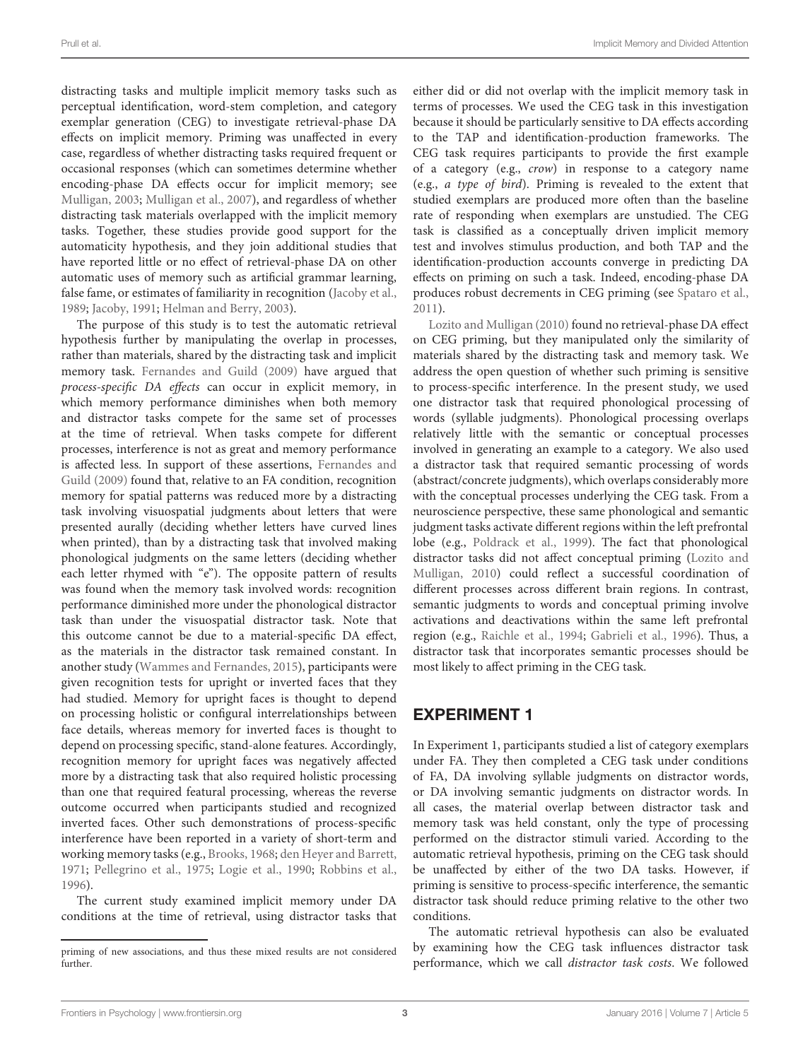distracting tasks and multiple implicit memory tasks such as perceptual identification, word-stem completion, and category exemplar generation (CEG) to investigate retrieval-phase DA effects on implicit memory. Priming was unaffected in every case, regardless of whether distracting tasks required frequent or occasional responses (which can sometimes determine whether encoding-phase DA effects occur for implicit memory; see Mulligan, 2003; Mulligan et al., 2007), and regardless of whether distracting task materials overlapped with the implicit memory tasks. Together, these studies provide good support for the automaticity hypothesis, and they join additional studies that have reported little or no effect of retrieval-phase DA on other automatic uses of memory such as artificial grammar learning, false fame, or estimates of familiarity in recognition (Jacoby et al., 1989; Jacoby, 1991; Helman and Berry, 2003).

The purpose of this study is to test the automatic retrieval hypothesis further by manipulating the overlap in processes, rather than materials, shared by the distracting task and implicit memory task. Fernandes and Guild (2009) have argued that *process-specific DA effects* can occur in explicit memory, in which memory performance diminishes when both memory and distractor tasks compete for the same set of processes at the time of retrieval. When tasks compete for different processes, interference is not as great and memory performance is affected less. In support of these assertions, Fernandes and Guild (2009) found that, relative to an FA condition, recognition memory for spatial patterns was reduced more by a distracting task involving visuospatial judgments about letters that were presented aurally (deciding whether letters have curved lines when printed), than by a distracting task that involved making phonological judgments on the same letters (deciding whether each letter rhymed with "e"). The opposite pattern of results was found when the memory task involved words: recognition performance diminished more under the phonological distractor task than under the visuospatial distractor task. Note that this outcome cannot be due to a material-specific DA effect, as the materials in the distractor task remained constant. In another study (Wammes and Fernandes, 2015), participants were given recognition tests for upright or inverted faces that they had studied. Memory for upright faces is thought to depend on processing holistic or configural interrelationships between face details, whereas memory for inverted faces is thought to depend on processing specific, stand-alone features. Accordingly, recognition memory for upright faces was negatively affected more by a distracting task that also required holistic processing than one that required featural processing, whereas the reverse outcome occurred when participants studied and recognized inverted faces. Other such demonstrations of process-specific interference have been reported in a variety of short-term and working memory tasks (e.g., Brooks, 1968; den Heyer and Barrett, 1971; Pellegrino et al., 1975; Logie et al., 1990; Robbins et al., 1996).

The current study examined implicit memory under DA conditions at the time of retrieval, using distractor tasks that either did or did not overlap with the implicit memory task in terms of processes. We used the CEG task in this investigation because it should be particularly sensitive to DA effects according to the TAP and identification-production frameworks. The CEG task requires participants to provide the first example of a category (e.g., *crow*) in response to a category name (e.g., *a type of bird*). Priming is revealed to the extent that studied exemplars are produced more often than the baseline rate of responding when exemplars are unstudied. The CEG task is classified as a conceptually driven implicit memory test and involves stimulus production, and both TAP and the identification-production accounts converge in predicting DA effects on priming on such a task. Indeed, encoding-phase DA produces robust decrements in CEG priming (see Spataro et al., 2011).

Lozito and Mulligan (2010) found no retrieval-phase DA effect on CEG priming, but they manipulated only the similarity of materials shared by the distracting task and memory task. We address the open question of whether such priming is sensitive to process-specific interference. In the present study, we used one distractor task that required phonological processing of words (syllable judgments). Phonological processing overlaps relatively little with the semantic or conceptual processes involved in generating an example to a category. We also used a distractor task that required semantic processing of words (abstract/concrete judgments), which overlaps considerably more with the conceptual processes underlying the CEG task. From a neuroscience perspective, these same phonological and semantic judgment tasks activate different regions within the left prefrontal lobe (e.g., Poldrack et al., 1999). The fact that phonological distractor tasks did not affect conceptual priming (Lozito and Mulligan, 2010) could reflect a successful coordination of different processes across different brain regions. In contrast, semantic judgments to words and conceptual priming involve activations and deactivations within the same left prefrontal region (e.g., Raichle et al., 1994; Gabrieli et al., 1996). Thus, a distractor task that incorporates semantic processes should be most likely to affect priming in the CEG task.

## EXPERIMENT 1

In Experiment 1, participants studied a list of category exemplars under FA. They then completed a CEG task under conditions of FA, DA involving syllable judgments on distractor words, or DA involving semantic judgments on distractor words. In all cases, the material overlap between distractor task and memory task was held constant, only the type of processing performed on the distractor stimuli varied. According to the automatic retrieval hypothesis, priming on the CEG task should be unaffected by either of the two DA tasks. However, if priming is sensitive to process-specific interference, the semantic distractor task should reduce priming relative to the other two conditions.

The automatic retrieval hypothesis can also be evaluated by examining how the CEG task influences distractor task performance, which we call *distractor task costs*. We followed

priming of new associations, and thus these mixed results are not considered further.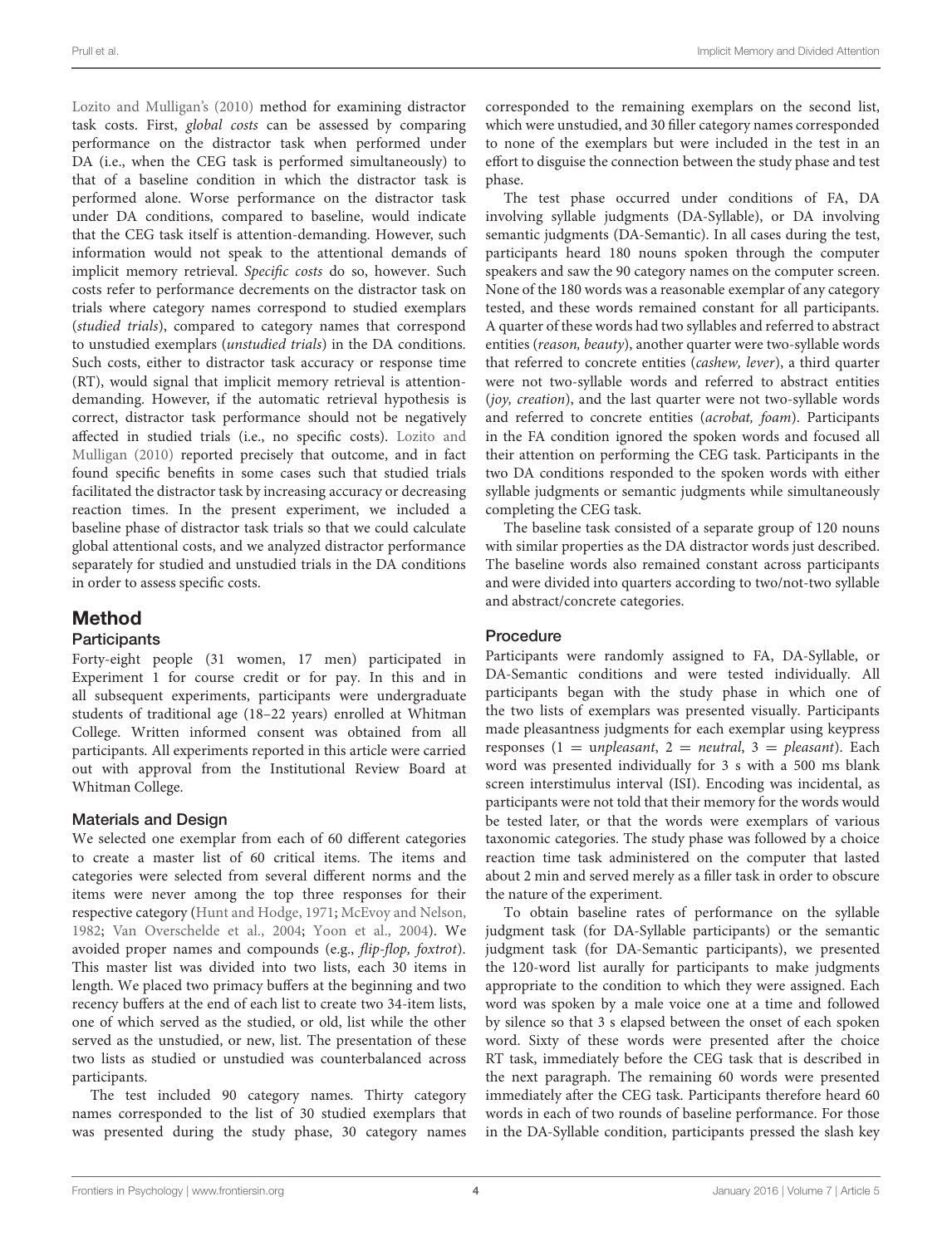Lozito and Mulligan's (2010) method for examining distractor task costs. First, *global costs* can be assessed by comparing performance on the distractor task when performed under DA (i.e., when the CEG task is performed simultaneously) to that of a baseline condition in which the distractor task is performed alone. Worse performance on the distractor task under DA conditions, compared to baseline, would indicate that the CEG task itself is attention-demanding. However, such information would not speak to the attentional demands of implicit memory retrieval. *Specific costs* do so, however. Such costs refer to performance decrements on the distractor task on trials where category names correspond to studied exemplars (*studied trials*), compared to category names that correspond to unstudied exemplars (*unstudied trials*) in the DA conditions. Such costs, either to distractor task accuracy or response time (RT), would signal that implicit memory retrieval is attention-demanding. However, if the automatic retrieval hypothesis is correct, distractor task performance should not be negatively affected in studied trials (i.e., no specific costs). Lozito and Mulligan (2010) reported precisely that outcome, and in fact found specific benefits in some cases such that studied trials facilitated the distractor task by increasing accuracy or decreasing reaction times. In the present experiment, we included a baseline phase of distractor task trials so that we could calculate global attentional costs, and we analyzed distractor performance separately for studied and unstudied trials in the DA conditions in order to assess specific costs.

## Method

### Participants

Forty-eight people (31 women, 17 men) participated in Experiment 1 for course credit or for pay. In this and in all subsequent experiments, participants were undergraduate students of traditional age (18–22 years) enrolled at Whitman College. Written informed consent was obtained from all participants. All experiments reported in this article were carried out with approval from the Institutional Review Board at Whitman College.

### Materials and Design

We selected one exemplar from each of 60 different categories to create a master list of 60 critical items. The items and categories were selected from several different norms and the items were never among the top three responses for their respective category (Hunt and Hodge, 1971; McEvoy and Nelson, 1982; Van Overschelde et al., 2004; Yoon et al., 2004). We avoided proper names and compounds (e.g., *flip-flop, foxtrot*). This master list was divided into two lists, each 30 items in length. We placed two primacy buffers at the beginning and two recency buffers at the end of each list to create two 34-item lists, one of which served as the studied, or old, list while the other served as the unstudied, or new, list. The presentation of these two lists as studied or unstudied was counterbalanced across participants.

The test included 90 category names. Thirty category names corresponded to the list of 30 studied exemplars that was presented during the study phase, 30 category names corresponded to the remaining exemplars on the second list, which were unstudied, and 30 filler category names corresponded to none of the exemplars but were included in the test in an effort to disguise the connection between the study phase and test phase.

The test phase occurred under conditions of FA, DA involving syllable judgments (DA-Syllable), or DA involving semantic judgments (DA-Semantic). In all cases during the test, participants heard 180 nouns spoken through the computer speakers and saw the 90 category names on the computer screen. None of the 180 words was a reasonable exemplar of any category tested, and these words remained constant for all participants. A quarter of these words had two syllables and referred to abstract entities (*reason, beauty*), another quarter were two-syllable words that referred to concrete entities (*cashew, lever*), a third quarter were not two-syllable words and referred to abstract entities (*joy, creation*), and the last quarter were not two-syllable words and referred to concrete entities (*acrobat, foam*). Participants in the FA condition ignored the spoken words and focused all their attention on performing the CEG task. Participants in the two DA conditions responded to the spoken words with either syllable judgments or semantic judgments while simultaneously completing the CEG task.

The baseline task consisted of a separate group of 120 nouns with similar properties as the DA distractor words just described. The baseline words also remained constant across participants and were divided into quarters according to two/not-two syllable and abstract/concrete categories.

### Procedure

Participants were randomly assigned to FA, DA-Syllable, or DA-Semantic conditions and were tested individually. All participants began with the study phase in which one of the two lists of exemplars was presented visually. Participants made pleasantness judgments for each exemplar using keypress responses (1 = *unpleasant*, 2 = *neutral*, 3 = *pleasant*). Each word was presented individually for 3 s with a 500 ms blank screen interstimulus interval (ISI). Encoding was incidental, as participants were not told that their memory for the words would be tested later, or that the words were exemplars of various taxonomic categories. The study phase was followed by a choice reaction time task administered on the computer that lasted about 2 min and served merely as a filler task in order to obscure the nature of the experiment.

To obtain baseline rates of performance on the syllable judgment task (for DA-Syllable participants) or the semantic judgment task (for DA-Semantic participants), we presented the 120-word list aurally for participants to make judgments appropriate to the condition to which they were assigned. Each word was spoken by a male voice one at a time and followed by silence so that 3 s elapsed between the onset of each spoken word. Sixty of these words were presented after the choice RT task, immediately before the CEG task that is described in the next paragraph. The remaining 60 words were presented immediately after the CEG task. Participants therefore heard 60 words in each of two rounds of baseline performance. For those in the DA-Syllable condition, participants pressed the slash key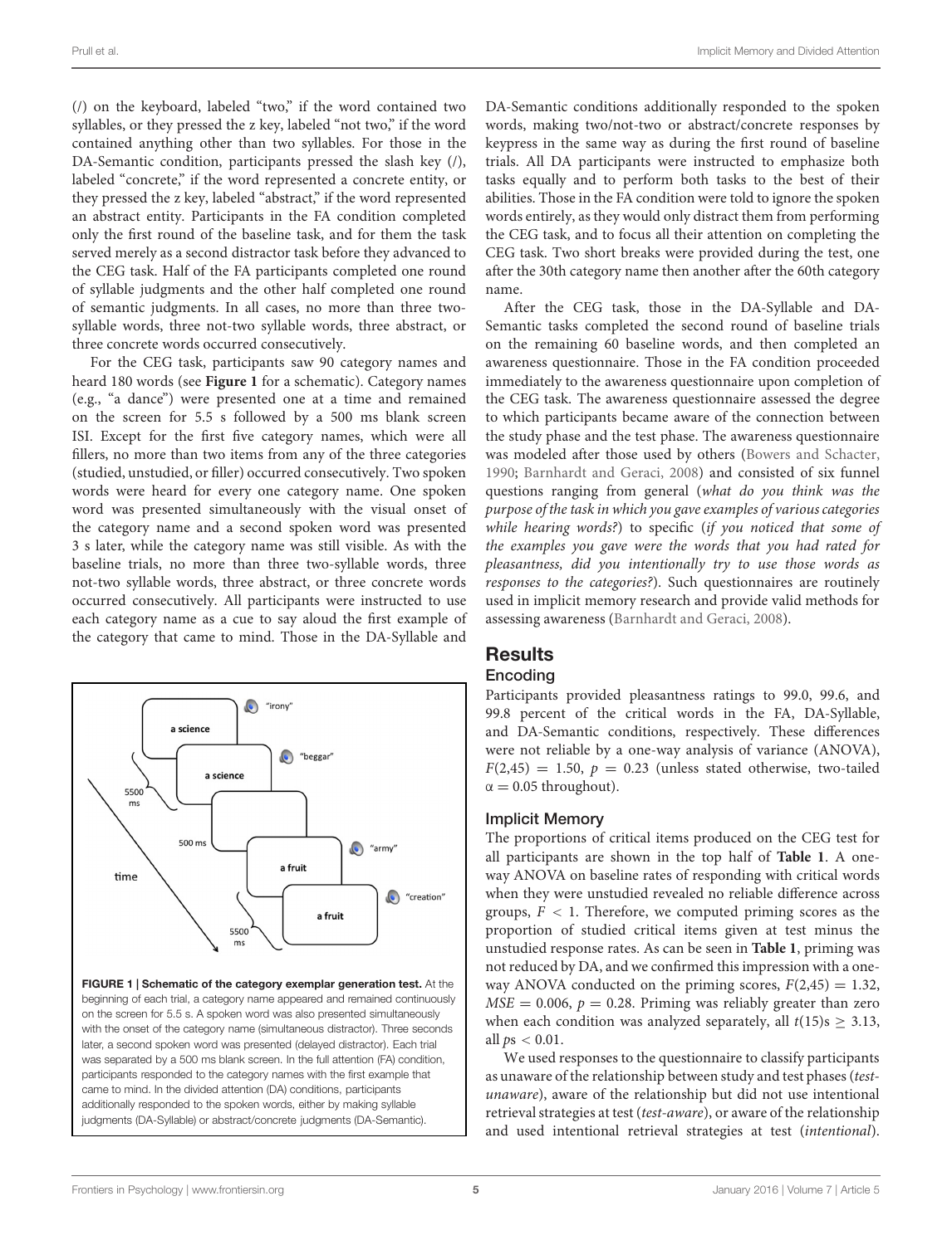(/) on the keyboard, labeled "two," if the word contained two syllables, or they pressed the z key, labeled "not two," if the word contained anything other than two syllables. For those in the DA-Semantic condition, participants pressed the slash key (/), labeled "concrete," if the word represented a concrete entity, or they pressed the z key, labeled "abstract," if the word represented an abstract entity. Participants in the FA condition completed only the first round of the baseline task, and for them the task served merely as a second distractor task before they advanced to the CEG task. Half of the FA participants completed one round of syllable judgments and the other half completed one round of semantic judgments. In all cases, no more than three two-syllable words, three not-two syllable words, three abstract, or three concrete words occurred consecutively.

For the CEG task, participants saw 90 category names and heard 180 words (see **Figure 1** for a schematic). Category names (e.g., "a dance") were presented one at a time and remained on the screen for 5.5 s followed by a 500 ms blank screen ISI. Except for the first five category names, which were all fillers, no more than two items from any of the three categories (studied, unstudied, or filler) occurred consecutively. Two spoken words were heard for every one category name. One spoken word was presented simultaneously with the visual onset of the category name and a second spoken word was presented 3 s later, while the category name was still visible. As with the baseline trials, no more than three two-syllable words, three not-two syllable words, three abstract, or three concrete words occurred consecutively. All participants were instructed to use each category name as a cue to say aloud the first example of the category that came to mind. Those in the DA-Syllable and DA-Semantic conditions additionally responded to the spoken words, making two/not-two or abstract/concrete responses by keypress in the same way as during the first round of baseline trials. All DA participants were instructed to emphasize both tasks equally and to perform both tasks to the best of their abilities. Those in the FA condition were told to ignore the spoken words entirely, as they would only distract them from performing the CEG task, and to focus all their attention on completing the CEG task. Two short breaks were provided during the test, one after the 30th category name then another after the 60th category name.

**FIGURE 1 | Schematic of the category exemplar generation test.** At the beginning of each trial, a category name appeared and remained continuously on the screen for 5.5 s. A spoken word was also presented simultaneously with the onset of the category name (simultaneous distractor). Three seconds later, a second spoken word was presented (delayed distractor). Each trial was separated by a 500 ms blank screen. In the full attention (FA) condition, participants responded to the category names with the first example that came to mind. In the divided attention (DA) conditions, participants additionally responded to the spoken words, either by making syllable judgments (DA-Syllable) or abstract/concrete judgments (DA-Semantic).

After the CEG task, those in the DA-Syllable and DA-Semantic tasks completed the second round of baseline trials on the remaining 60 baseline words, and then completed an awareness questionnaire. Those in the FA condition proceeded immediately to the awareness questionnaire upon completion of the CEG task. The awareness questionnaire assessed the degree to which participants became aware of the connection between the study phase and the test phase. The awareness questionnaire was modeled after those used by others (Bowers and Schacter, 1990; Barnhardt and Geraci, 2008) and consisted of six funnel questions ranging from general (*what do you think was the purpose of the task in which you gave examples of various categories while hearing words?*) to specific (*if you noticed that some of the examples you gave were the words that you had rated for pleasantness, did you intentionally try to use those words as responses to the categories?*). Such questionnaires are routinely used in implicit memory research and provide valid methods for assessing awareness (Barnhardt and Geraci, 2008).

## Results

### Encoding

Participants provided pleasantness ratings to 99.0, 99.6, and 99.8 percent of the critical words in the FA, DA-Syllable, and DA-Semantic conditions, respectively. These differences were not reliable by a one-way analysis of variance (ANOVA), $F(2,45) = 1.50$, $p = 0.23$ (unless stated otherwise, two-tailed $\alpha = 0.05$ throughout).

### Implicit Memory

The proportions of critical items produced on the CEG test for all participants are shown in the top half of **Table 1**. A one-way ANOVA on baseline rates of responding with critical words when they were unstudied revealed no reliable difference across groups, $F < 1$. Therefore, we computed priming scores as the proportion of studied critical items given at test minus the unstudied response rates. As can be seen in **Table 1**, priming was not reduced by DA, and we confirmed this impression with a one-way ANOVA conducted on the priming scores, $F(2,45) = 1.32$, $MSE = 0.006$, $p = 0.28$. Priming was reliably greater than zero when each condition was analyzed separately, all $t(15)\text{s} \geq 3.13$, all $ps < 0.01$.

We used responses to the questionnaire to classify participants as unaware of the relationship between study and test phases (*test-unaware*), aware of the relationship but did not use intentional retrieval strategies at test (*test-aware*), or aware of the relationship and used intentional retrieval strategies at test (*intentional*).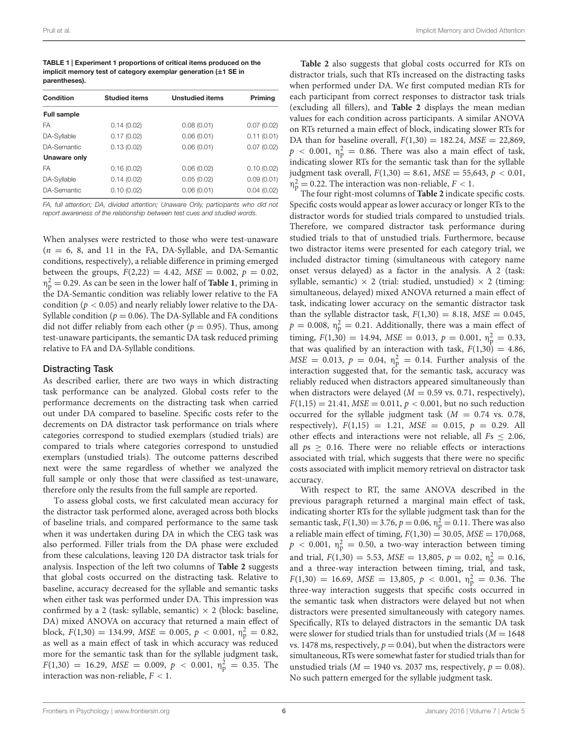**TABLE 1 | Experiment 1 proportions of critical items produced on the implicit memory test of category exemplar generation (±1 SE in parentheses).**

| Condition | Studied items | Unstudied items | Priming |
|---|---|---|---|
| **Full sample** | | | |
| FA | 0.14 (0.02) | 0.08 (0.01) | 0.07 (0.02) |
| DA-Syllable | 0.17 (0.02) | 0.06 (0.01) | 0.11 (0.01) |
| DA-Semantic | 0.13 (0.02) | 0.06 (0.01) | 0.07 (0.02) |
| **Unaware only** | | | |
| FA | 0.16 (0.02) | 0.06 (0.02) | 0.10 (0.02) |
| DA-Syllable | 0.14 (0.02) | 0.05 (0.02) | 0.09 (0.01) |
| DA-Semantic | 0.10 (0.02) | 0.06 (0.01) | 0.04 (0.02) |

*FA, full attention; DA, divided attention; Unaware Only, participants who did not report awareness of the relationship between test cues and studied words.*

When analyses were restricted to those who were test-unaware ($n$ = 6, 8, and 11 in the FA, DA-Syllable, and DA-Semantic conditions, respectively), a reliable difference in priming emerged between the groups, $F(2,22) = 4.42$, $MSE = 0.002$, $p = 0.02$, $\eta_p^2 = 0.29$. As can be seen in the lower half of **Table 1**, priming in the DA-Semantic condition was reliably lower relative to the FA condition ($p < 0.05$) and nearly reliably lower relative to the DA-Syllable condition ($p = 0.06$). The DA-Syllable and FA conditions did not differ reliably from each other ($p = 0.95$). Thus, among test-unaware participants, the semantic DA task reduced priming relative to FA and DA-Syllable conditions.

## Distracting Task

As described earlier, there are two ways in which distracting task performance can be analyzed. Global costs refer to the performance decrements on the distracting task when carried out under DA compared to baseline. Specific costs refer to the decrements on DA distractor task performance on trials where categories correspond to studied exemplars (studied trials) are compared to trials where categories correspond to unstudied exemplars (unstudied trials). The outcome patterns described next were the same regardless of whether we analyzed the full sample or only those that were classified as test-unaware, therefore only the results from the full sample are reported.

To assess global costs, we first calculated mean accuracy for the distractor task performed alone, averaged across both blocks of baseline trials, and compared performance to the same task when it was undertaken during DA in which the CEG task was also performed. Filler trials from the DA phase were excluded from these calculations, leaving 120 DA distractor task trials for analysis. Inspection of the left two columns of **Table 2** suggests that global costs occurred on the distracting task. Relative to baseline, accuracy decreased for the syllable and semantic tasks when either task was performed under DA. This impression was confirmed by a 2 (task: syllable, semantic) × 2 (block: baseline, DA) mixed ANOVA on accuracy that returned a main effect of block, $F(1,30) = 134.99$, $MSE = 0.005$, $p < 0.001$, $\eta_p^2 = 0.82$, as well as a main effect of task in which accuracy was reduced more for the semantic task than for the syllable judgment task, $F(1,30) = 16.29$, $MSE = 0.009$, $p < 0.001$, $\eta_p^2 = 0.35$. The interaction was non-reliable, $F < 1$.

**Table 2** also suggests that global costs occurred for RTs on distractor trials, such that RTs increased on the distracting tasks when performed under DA. We first computed median RTs for each participant from correct responses to distractor task trials (excluding all fillers), and **Table 2** displays the mean median values for each condition across participants. A similar ANOVA on RTs returned a main effect of block, indicating slower RTs for DA than for baseline overall, $F(1,30) = 182.24$, $MSE = 22{,}869$, $p < 0.001$, $\eta_p^2 = 0.86$. There was also a main effect of task, indicating slower RTs for the semantic task than for the syllable judgment task overall, $F(1,30) = 8.61$, $MSE = 55{,}643$, $p < 0.01$, $\eta_p^2 = 0.22$. The interaction was non-reliable, $F < 1$.

The four right-most columns of **Table 2** indicate specific costs. Specific costs would appear as lower accuracy or longer RTs to the distractor words for studied trials compared to unstudied trials. Therefore, we compared distractor task performance during studied trials to that of unstudied trials. Furthermore, because two distractor items were presented for each category trial, we included distractor timing (simultaneous with category name onset versus delayed) as a factor in the analysis. A 2 (task: syllable, semantic) × 2 (trial: studied, unstudied) × 2 (timing: simultaneous, delayed) mixed ANOVA returned a main effect of task, indicating lower accuracy on the semantic distractor task than the syllable distractor task, $F(1,30) = 8.18$, $MSE = 0.045$, $p = 0.008$, $\eta_p^2 = 0.21$. Additionally, there was a main effect of timing, $F(1,30) = 14.94$, $MSE = 0.013$, $p = 0.001$, $\eta_p^2 = 0.33$, that was qualified by an interaction with task, $F(1,30) = 4.86$, $MSE = 0.013$, $p = 0.04$, $\eta_p^2 = 0.14$. Further analysis of the interaction suggested that, for the semantic task, accuracy was reliably reduced when distractors appeared simultaneously than when distractors were delayed ($M = 0.59$ vs. 0.71, respectively), $F(1,15) = 21.41$, $MSE = 0.011$, $p < 0.001$, but no such reduction occurred for the syllable judgment task ($M = 0.74$ vs. 0.78, respectively), $F(1,15) = 1.21$, $MSE = 0.015$, $p = 0.29$. All other effects and interactions were not reliable, all $Fs \leq 2.06$, all $ps \geq 0.16$. There were no reliable effects or interactions associated with trial, which suggests that there were no specific costs associated with implicit memory retrieval on distractor task accuracy.

With respect to RT, the same ANOVA described in the previous paragraph returned a marginal main effect of task, indicating shorter RTs for the syllable judgment task than for the semantic task, $F(1,30) = 3.76$, $p = 0.06$, $\eta_p^2 = 0.11$. There was also a reliable main effect of timing, $F(1,30) = 30.05$, $MSE = 170{,}068$, $p < 0.001$, $\eta_p^2 = 0.50$, a two-way interaction between timing and trial, $F(1,30) = 5.53$, $MSE = 13{,}805$, $p = 0.02$, $\eta_p^2 = 0.16$, and a three-way interaction between timing, trial, and task, $F(1,30) = 16.69$, $MSE = 13{,}805$, $p < 0.001$, $\eta_p^2 = 0.36$. The three-way interaction suggests that specific costs occurred in the semantic task when distractors were delayed but not when distractors were presented simultaneously with category names. Specifically, RTs to delayed distractors in the semantic DA task were slower for studied trials than for unstudied trials ($M = 1648$ vs. 1478 ms, respectively, $p = 0.04$), but when the distractors were simultaneous, RTs were somewhat faster for studied trials than for unstudied trials ($M = 1940$ vs. 2037 ms, respectively, $p = 0.08$). No such pattern emerged for the syllable judgment task.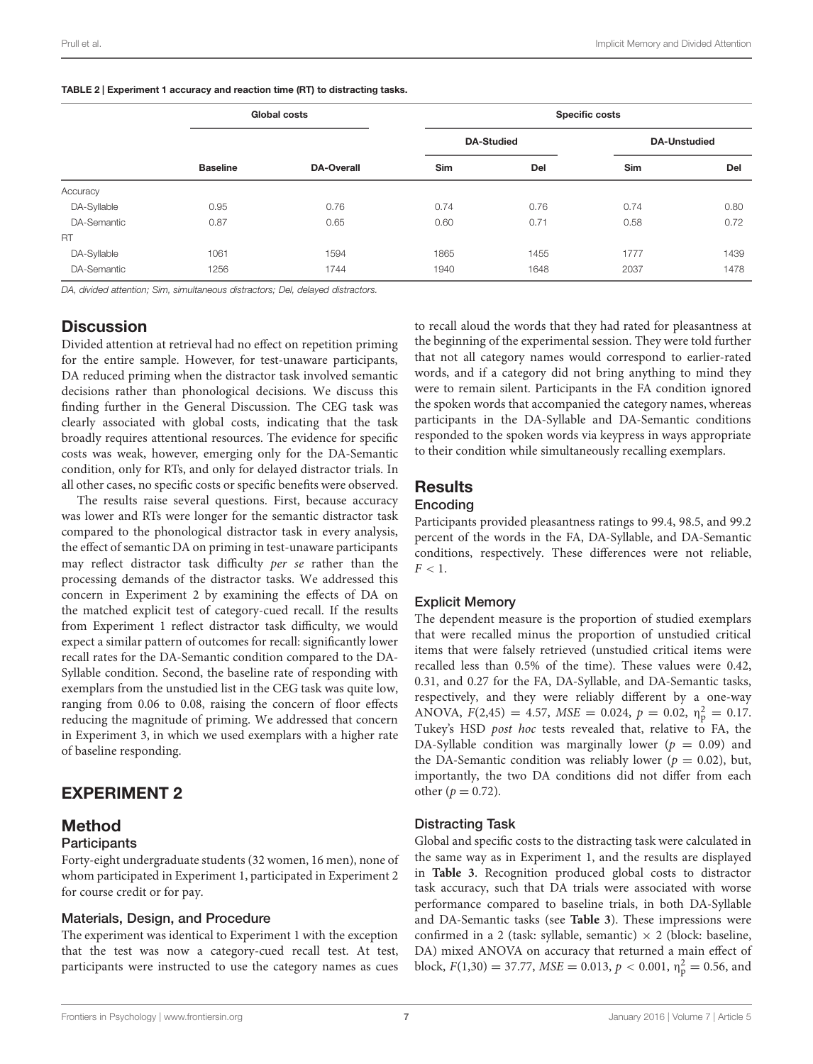**TABLE 2 | Experiment 1 accuracy and reaction time (RT) to distracting tasks.**

| | Global costs | | Specific costs | | | |
|---|---|---|---|---|---|---|
| | | | DA-Studied | | DA-Unstudied | |
| | Baseline | DA-Overall | Sim | Del | Sim | Del |
| Accuracy | | | | | | |
| DA-Syllable | 0.95 | 0.76 | 0.74 | 0.76 | 0.74 | 0.80 |
| DA-Semantic | 0.87 | 0.65 | 0.60 | 0.71 | 0.58 | 0.72 |
| RT | | | | | | |
| DA-Syllable | 1061 | 1594 | 1865 | 1455 | 1777 | 1439 |
| DA-Semantic | 1256 | 1744 | 1940 | 1648 | 2037 | 1478 |

*DA, divided attention; Sim, simultaneous distractors; Del, delayed distractors.*

## Discussion

Divided attention at retrieval had no effect on repetition priming for the entire sample. However, for test-unaware participants, DA reduced priming when the distractor task involved semantic decisions rather than phonological decisions. We discuss this finding further in the General Discussion. The CEG task was clearly associated with global costs, indicating that the task broadly requires attentional resources. The evidence for specific costs was weak, however, emerging only for the DA-Semantic condition, only for RTs, and only for delayed distractor trials. In all other cases, no specific costs or specific benefits were observed.

The results raise several questions. First, because accuracy was lower and RTs were longer for the semantic distractor task compared to the phonological distractor task in every analysis, the effect of semantic DA on priming in test-unaware participants may reflect distractor task difficulty *per se* rather than the processing demands of the distractor tasks. We addressed this concern in Experiment 2 by examining the effects of DA on the matched explicit test of category-cued recall. If the results from Experiment 1 reflect distractor task difficulty, we would expect a similar pattern of outcomes for recall: significantly lower recall rates for the DA-Semantic condition compared to the DA-Syllable condition. Second, the baseline rate of responding with exemplars from the unstudied list in the CEG task was quite low, ranging from 0.06 to 0.08, raising the concern of floor effects reducing the magnitude of priming. We addressed that concern in Experiment 3, in which we used exemplars with a higher rate of baseline responding.

# EXPERIMENT 2

## Method

### Participants

Forty-eight undergraduate students (32 women, 16 men), none of whom participated in Experiment 1, participated in Experiment 2 for course credit or for pay.

### Materials, Design, and Procedure

The experiment was identical to Experiment 1 with the exception that the test was now a category-cued recall test. At test, participants were instructed to use the category names as cues to recall aloud the words that they had rated for pleasantness at the beginning of the experimental session. They were told further that not all category names would correspond to earlier-rated words, and if a category did not bring anything to mind they were to remain silent. Participants in the FA condition ignored the spoken words that accompanied the category names, whereas participants in the DA-Syllable and DA-Semantic conditions responded to the spoken words via keypress in ways appropriate to their condition while simultaneously recalling exemplars.

## Results

### Encoding

Participants provided pleasantness ratings to 99.4, 98.5, and 99.2 percent of the words in the FA, DA-Syllable, and DA-Semantic conditions, respectively. These differences were not reliable, $F < 1$.

### Explicit Memory

The dependent measure is the proportion of studied exemplars that were recalled minus the proportion of unstudied critical items that were falsely retrieved (unstudied critical items were recalled less than 0.5% of the time). These values were 0.42, 0.31, and 0.27 for the FA, DA-Syllable, and DA-Semantic tasks, respectively, and they were reliably different by a one-way ANOVA, $F(2,45) = 4.57$, $MSE = 0.024$, $p = 0.02$, $\eta_p^2 = 0.17$. Tukey's HSD *post hoc* tests revealed that, relative to FA, the DA-Syllable condition was marginally lower ($p = 0.09$) and the DA-Semantic condition was reliably lower ($p = 0.02$), but, importantly, the two DA conditions did not differ from each other ($p = 0.72$).

### Distracting Task

Global and specific costs to the distracting task were calculated in the same way as in Experiment 1, and the results are displayed in **Table 3**. Recognition produced global costs to distractor task accuracy, such that DA trials were associated with worse performance compared to baseline trials, in both DA-Syllable and DA-Semantic tasks (see **Table 3**). These impressions were confirmed in a 2 (task: syllable, semantic) × 2 (block: baseline, DA) mixed ANOVA on accuracy that returned a main effect of block, $F(1,30) = 37.77$, $MSE = 0.013$, $p < 0.001$, $\eta_p^2 = 0.56$, and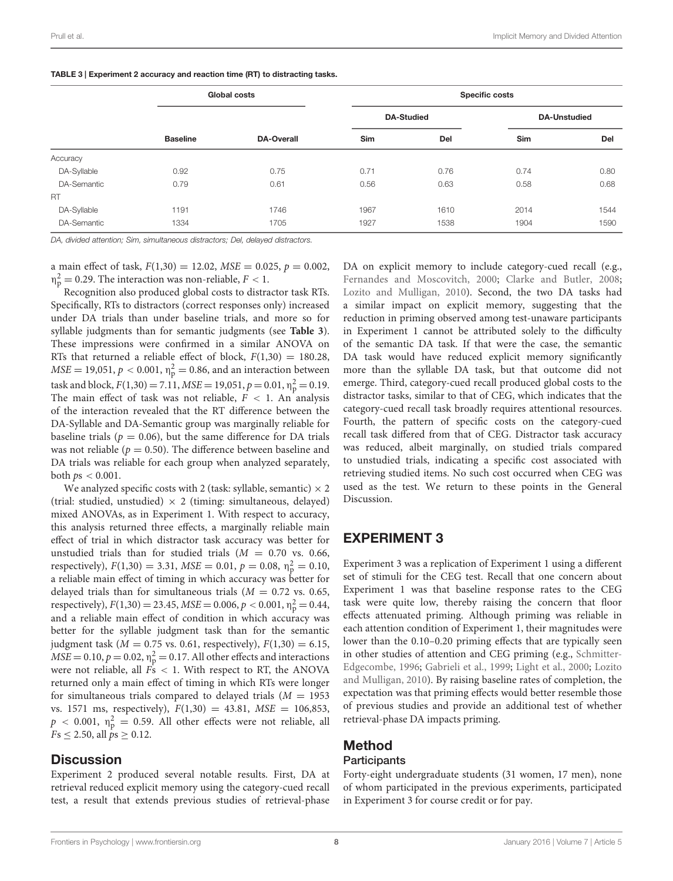**TABLE 3 | Experiment 2 accuracy and reaction time (RT) to distracting tasks.**

| | Global costs | | Specific costs | | | |
|---|---|---|---|---|---|---|
| | | | DA-Studied | | DA-Unstudied | |
| | Baseline | DA-Overall | Sim | Del | Sim | Del |
| Accuracy | | | | | | |
| DA-Syllable | 0.92 | 0.75 | 0.71 | 0.76 | 0.74 | 0.80 |
| DA-Semantic | 0.79 | 0.61 | 0.56 | 0.63 | 0.58 | 0.68 |
| RT | | | | | | |
| DA-Syllable | 1191 | 1746 | 1967 | 1610 | 2014 | 1544 |
| DA-Semantic | 1334 | 1705 | 1927 | 1538 | 1904 | 1590 |

*DA, divided attention; Sim, simultaneous distractors; Del, delayed distractors.*

a main effect of task, $F(1,30) = 12.02$, $MSE = 0.025$, $p = 0.002$, $\eta_p^2 = 0.29$. The interaction was non-reliable, $F < 1$.

Recognition also produced global costs to distractor task RTs. Specifically, RTs to distractors (correct responses only) increased under DA trials than under baseline trials, and more so for syllable judgments than for semantic judgments (see **Table 3**). These impressions were confirmed in a similar ANOVA on RTs that returned a reliable effect of block, $F(1,30) = 180.28$, $MSE = 19{,}051$, $p < 0.001$, $\eta_p^2 = 0.86$, and an interaction between task and block, $F(1,30) = 7.11$, $MSE = 19{,}051$, $p = 0.01$, $\eta_p^2 = 0.19$. The main effect of task was not reliable, $F < 1$. An analysis of the interaction revealed that the RT difference between the DA-Syllable and DA-Semantic group was marginally reliable for baseline trials ($p = 0.06$), but the same difference for DA trials was not reliable ($p = 0.50$). The difference between baseline and DA trials was reliable for each group when analyzed separately, both $ps < 0.001$.

We analyzed specific costs with 2 (task: syllable, semantic) × 2 (trial: studied, unstudied) × 2 (timing: simultaneous, delayed) mixed ANOVAs, as in Experiment 1. With respect to accuracy, this analysis returned three effects, a marginally reliable main effect of trial in which distractor task accuracy was better for unstudied trials than for studied trials ($M = 0.70$ vs. 0.66, respectively), $F(1,30) = 3.31$, $MSE = 0.01$, $p = 0.08$, $\eta_p^2 = 0.10$, a reliable main effect of timing in which accuracy was better for delayed trials than for simultaneous trials ($M = 0.72$ vs. 0.65, respectively), $F(1,30) = 23.45$, $MSE = 0.006$, $p < 0.001$, $\eta_p^2 = 0.44$, and a reliable main effect of condition in which accuracy was better for the syllable judgment task than for the semantic judgment task ($M = 0.75$ vs. 0.61, respectively), $F(1,30) = 6.15$, $MSE = 0.10$, $p = 0.02$, $\eta_p^2 = 0.17$. All other effects and interactions were not reliable, all $Fs < 1$. With respect to RT, the ANOVA returned only a main effect of timing in which RTs were longer for simultaneous trials compared to delayed trials ($M = 1953$ vs. 1571 ms, respectively), $F(1,30) = 43.81$, $MSE = 106{,}853$, $p < 0.001$, $\eta_p^2 = 0.59$. All other effects were not reliable, all $Fs \leq 2.50$, all $ps \geq 0.12$.

## Discussion

Experiment 2 produced several notable results. First, DA at retrieval reduced explicit memory using the category-cued recall test, a result that extends previous studies of retrieval-phase DA on explicit memory to include category-cued recall (e.g., Fernandes and Moscovitch, 2000; Clarke and Butler, 2008; Lozito and Mulligan, 2010). Second, the two DA tasks had a similar impact on explicit memory, suggesting that the reduction in priming observed among test-unaware participants in Experiment 1 cannot be attributed solely to the difficulty of the semantic DA task. If that were the case, the semantic DA task would have reduced explicit memory significantly more than the syllable DA task, but that outcome did not emerge. Third, category-cued recall produced global costs to the distractor tasks, similar to that of CEG, which indicates that the category-cued recall task broadly requires attentional resources. Fourth, the pattern of specific costs on the category-cued recall task differed from that of CEG. Distractor task accuracy was reduced, albeit marginally, on studied trials compared to unstudied trials, indicating a specific cost associated with retrieving studied items. No such cost occurred when CEG was used as the test. We return to these points in the General Discussion.

# EXPERIMENT 3

Experiment 3 was a replication of Experiment 1 using a different set of stimuli for the CEG test. Recall that one concern about Experiment 1 was that baseline response rates to the CEG task were quite low, thereby raising the concern that floor effects attenuated priming. Although priming was reliable in each attention condition of Experiment 1, their magnitudes were lower than the 0.10–0.20 priming effects that are typically seen in other studies of attention and CEG priming (e.g., Schmitter-Edgecombe, 1996; Gabrieli et al., 1999; Light et al., 2000; Lozito and Mulligan, 2010). By raising baseline rates of completion, the expectation was that priming effects would better resemble those of previous studies and provide an additional test of whether retrieval-phase DA impacts priming.

## Method

### Participants

Forty-eight undergraduate students (31 women, 17 men), none of whom participated in the previous experiments, participated in Experiment 3 for course credit or for pay.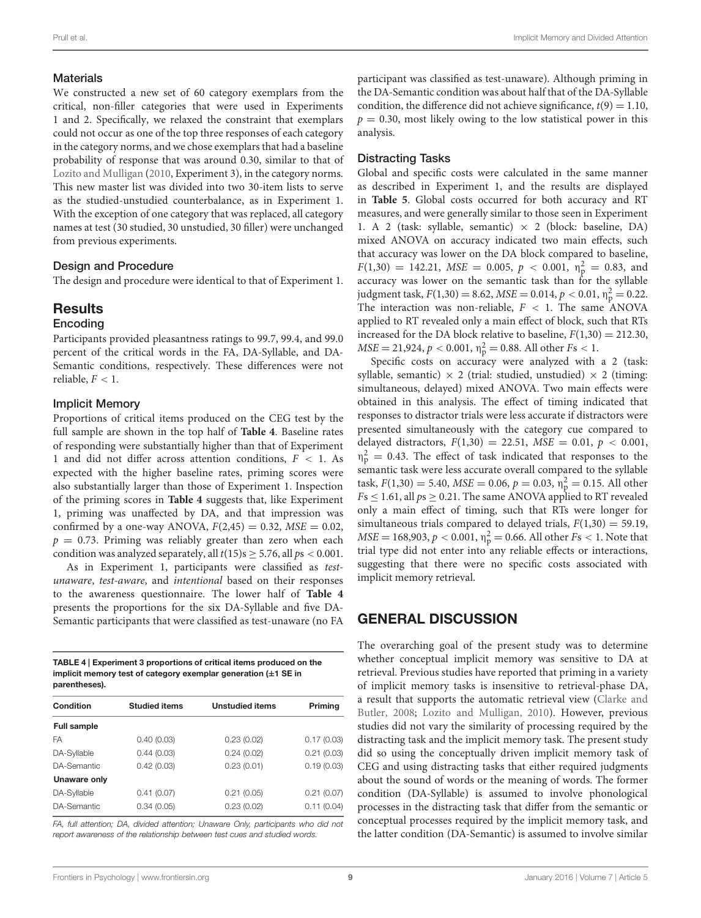### Materials

We constructed a new set of 60 category exemplars from the critical, non-filler categories that were used in Experiments 1 and 2. Specifically, we relaxed the constraint that exemplars could not occur as one of the top three responses of each category in the category norms, and we chose exemplars that had a baseline probability of response that was around 0.30, similar to that of Lozito and Mulligan (2010, Experiment 3), in the category norms. This new master list was divided into two 30-item lists to serve as the studied-unstudied counterbalance, as in Experiment 1. With the exception of one category that was replaced, all category names at test (30 studied, 30 unstudied, 30 filler) were unchanged from previous experiments.

### Design and Procedure

The design and procedure were identical to that of Experiment 1.

## Results

### Encoding

Participants provided pleasantness ratings to 99.7, 99.4, and 99.0 percent of the critical words in the FA, DA-Syllable, and DA-Semantic conditions, respectively. These differences were not reliable, $F < 1$.

### Implicit Memory

Proportions of critical items produced on the CEG test by the full sample are shown in the top half of **Table 4**. Baseline rates of responding were substantially higher than that of Experiment 1 and did not differ across attention conditions, $F < 1$. As expected with the higher baseline rates, priming scores were also substantially larger than those of Experiment 1. Inspection of the priming scores in **Table 4** suggests that, like Experiment 1, priming was unaffected by DA, and that impression was confirmed by a one-way ANOVA, $F(2,45) = 0.32$, $MSE = 0.02$, $p = 0.73$. Priming was reliably greater than zero when each condition was analyzed separately, all $t(15)\text{s} \geq 5.76$, all $p\text{s} < 0.001$.

As in Experiment 1, participants were classified as *test-unaware*, *test-aware*, and *intentional* based on their responses to the awareness questionnaire. The lower half of **Table 4** presents the proportions for the six DA-Syllable and five DA-Semantic participants that were classified as test-unaware (no FA participant was classified as test-unaware). Although priming in the DA-Semantic condition was about half that of the DA-Syllable condition, the difference did not achieve significance, $t(9) = 1.10$, $p = 0.30$, most likely owing to the low statistical power in this analysis.

**TABLE 4 | Experiment 3 proportions of critical items produced on the implicit memory test of category exemplar generation (±1 SE in parentheses).**

| Condition | Studied items | Unstudied items | Priming |
|---|---|---|---|
| **Full sample** | | | |
| FA | 0.40 (0.03) | 0.23 (0.02) | 0.17 (0.03) |
| DA-Syllable | 0.44 (0.03) | 0.24 (0.02) | 0.21 (0.03) |
| DA-Semantic | 0.42 (0.03) | 0.23 (0.01) | 0.19 (0.03) |
| **Unaware only** | | | |
| DA-Syllable | 0.41 (0.07) | 0.21 (0.05) | 0.21 (0.07) |
| DA-Semantic | 0.34 (0.05) | 0.23 (0.02) | 0.11 (0.04) |

*FA, full attention; DA, divided attention; Unaware Only, participants who did not report awareness of the relationship between test cues and studied words.*

### Distracting Tasks

Global and specific costs were calculated in the same manner as described in Experiment 1, and the results are displayed in **Table 5**. Global costs occurred for both accuracy and RT measures, and were generally similar to those seen in Experiment 1. A 2 (task: syllable, semantic) × 2 (block: baseline, DA) mixed ANOVA on accuracy indicated two main effects, such that accuracy was lower on the DA block compared to baseline, $F(1,30) = 142.21$, $MSE = 0.005$, $p < 0.001$, $\eta_p^2 = 0.83$, and accuracy was lower on the semantic task than for the syllable judgment task, $F(1,30) = 8.62$, $MSE = 0.014$, $p < 0.01$, $\eta_p^2 = 0.22$. The interaction was non-reliable, $F < 1$. The same ANOVA applied to RT revealed only a main effect of block, such that RTs increased for the DA block relative to baseline, $F(1,30) = 212.30$, $MSE = 21{,}924$, $p < 0.001$, $\eta_p^2 = 0.88$. All other $F\text{s} < 1$.

Specific costs on accuracy were analyzed with a 2 (task: syllable, semantic) × 2 (trial: studied, unstudied) × 2 (timing: simultaneous, delayed) mixed ANOVA. Two main effects were obtained in this analysis. The effect of timing indicated that responses to distractor trials were less accurate if distractors were presented simultaneously with the category cue compared to delayed distractors, $F(1,30) = 22.51$, $MSE = 0.01$, $p < 0.001$, $\eta_p^2 = 0.43$. The effect of task indicated that responses to the semantic task were less accurate overall compared to the syllable task, $F(1,30) = 5.40$, $MSE = 0.06$, $p = 0.03$, $\eta_p^2 = 0.15$. All other $F\text{s} \leq 1.61$, all $p\text{s} \geq 0.21$. The same ANOVA applied to RT revealed only a main effect of timing, such that RTs were longer for simultaneous trials compared to delayed trials, $F(1,30) = 59.19$, $MSE = 168{,}903$, $p < 0.001$, $\eta_p^2 = 0.66$. All other $F\text{s} < 1$. Note that trial type did not enter into any reliable effects or interactions, suggesting that there were no specific costs associated with implicit memory retrieval.

# GENERAL DISCUSSION

The overarching goal of the present study was to determine whether conceptual implicit memory was sensitive to DA at retrieval. Previous studies have reported that priming in a variety of implicit memory tasks is insensitive to retrieval-phase DA, a result that supports the automatic retrieval view (Clarke and Butler, 2008; Lozito and Mulligan, 2010). However, previous studies did not vary the similarity of processing required by the distracting task and the implicit memory task. The present study did so using the conceptually driven implicit memory task of CEG and using distracting tasks that either required judgments about the sound of words or the meaning of words. The former condition (DA-Syllable) is assumed to involve phonological processes in the distracting task that differ from the semantic or conceptual processes required by the implicit memory task, and the latter condition (DA-Semantic) is assumed to involve similar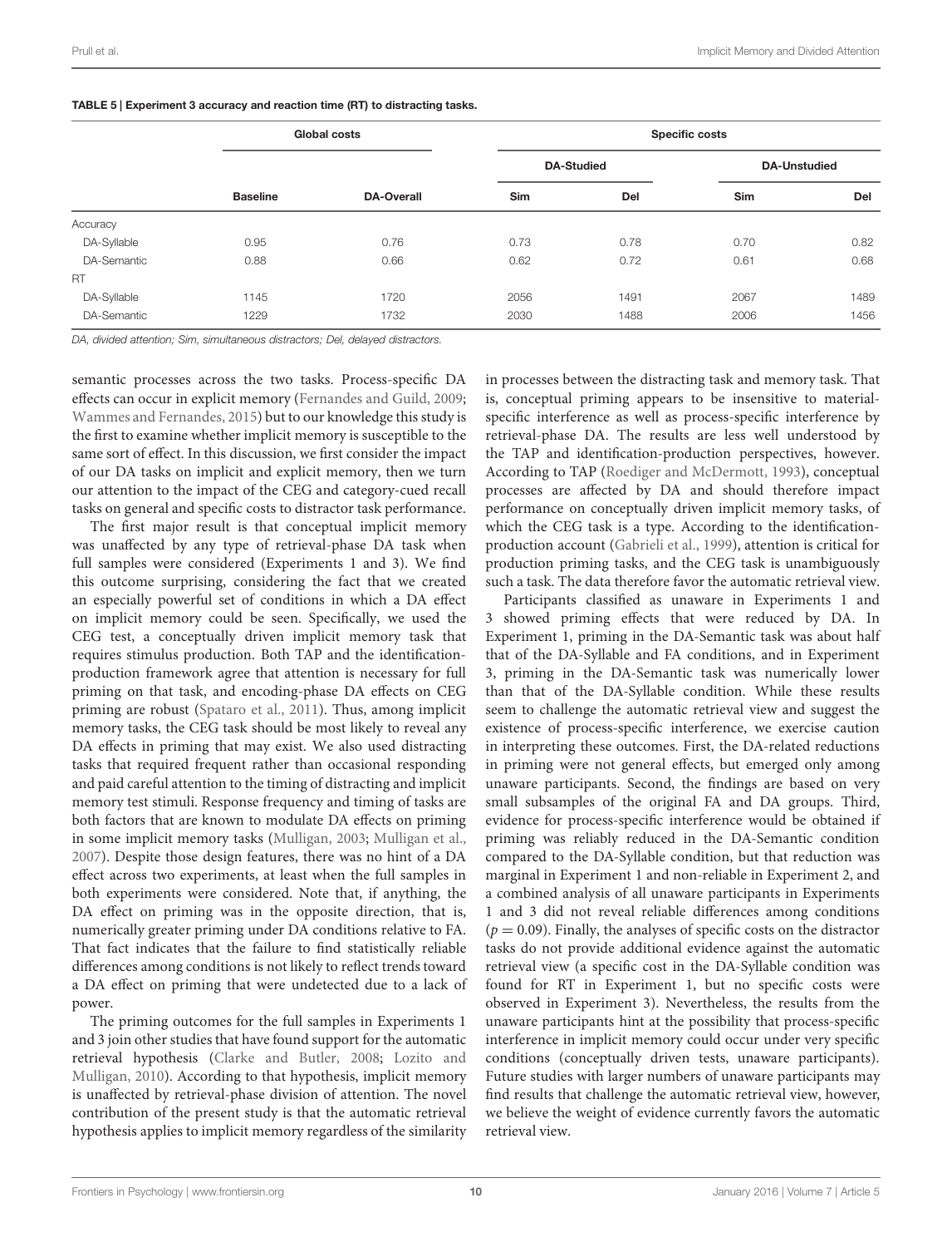**TABLE 5 | Experiment 3 accuracy and reaction time (RT) to distracting tasks.**

| | Global costs | | Specific costs | | | |
|---|---|---|---|---|---|---|
| | | | DA-Studied | | DA-Unstudied | |
| | Baseline | DA-Overall | Sim | Del | Sim | Del |
| Accuracy | | | | | | |
| DA-Syllable | 0.95 | 0.76 | 0.73 | 0.78 | 0.70 | 0.82 |
| DA-Semantic | 0.88 | 0.66 | 0.62 | 0.72 | 0.61 | 0.68 |
| RT | | | | | | |
| DA-Syllable | 1145 | 1720 | 2056 | 1491 | 2067 | 1489 |
| DA-Semantic | 1229 | 1732 | 2030 | 1488 | 2006 | 1456 |

*DA, divided attention; Sim, simultaneous distractors; Del, delayed distractors.*

semantic processes across the two tasks. Process-specific DA effects can occur in explicit memory (Fernandes and Guild, 2009; Wammes and Fernandes, 2015) but to our knowledge this study is the first to examine whether implicit memory is susceptible to the same sort of effect. In this discussion, we first consider the impact of our DA tasks on implicit and explicit memory, then we turn our attention to the impact of the CEG and category-cued recall tasks on general and specific costs to distractor task performance.

The first major result is that conceptual implicit memory was unaffected by any type of retrieval-phase DA task when full samples were considered (Experiments 1 and 3). We find this outcome surprising, considering the fact that we created an especially powerful set of conditions in which a DA effect on implicit memory could be seen. Specifically, we used the CEG test, a conceptually driven implicit memory task that requires stimulus production. Both TAP and the identification-production framework agree that attention is necessary for full priming on that task, and encoding-phase DA effects on CEG priming are robust (Spataro et al., 2011). Thus, among implicit memory tasks, the CEG task should be most likely to reveal any DA effects in priming that may exist. We also used distracting tasks that required frequent rather than occasional responding and paid careful attention to the timing of distracting and implicit memory test stimuli. Response frequency and timing of tasks are both factors that are known to modulate DA effects on priming in some implicit memory tasks (Mulligan, 2003; Mulligan et al., 2007). Despite those design features, there was no hint of a DA effect across two experiments, at least when the full samples in both experiments were considered. Note that, if anything, the DA effect on priming was in the opposite direction, that is, numerically greater priming under DA conditions relative to FA. That fact indicates that the failure to find statistically reliable differences among conditions is not likely to reflect trends toward a DA effect on priming that were undetected due to a lack of power.

The priming outcomes for the full samples in Experiments 1 and 3 join other studies that have found support for the automatic retrieval hypothesis (Clarke and Butler, 2008; Lozito and Mulligan, 2010). According to that hypothesis, implicit memory is unaffected by retrieval-phase division of attention. The novel contribution of the present study is that the automatic retrieval hypothesis applies to implicit memory regardless of the similarity in processes between the distracting task and memory task. That is, conceptual priming appears to be insensitive to material-specific interference as well as process-specific interference by retrieval-phase DA. The results are less well understood by the TAP and identification-production perspectives, however. According to TAP (Roediger and McDermott, 1993), conceptual processes are affected by DA and should therefore impact performance on conceptually driven implicit memory tasks, of which the CEG task is a type. According to the identification-production account (Gabrieli et al., 1999), attention is critical for production priming tasks, and the CEG task is unambiguously such a task. The data therefore favor the automatic retrieval view.

Participants classified as unaware in Experiments 1 and 3 showed priming effects that were reduced by DA. In Experiment 1, priming in the DA-Semantic task was about half that of the DA-Syllable and FA conditions, and in Experiment 3, priming in the DA-Semantic task was numerically lower than that of the DA-Syllable condition. While these results seem to challenge the automatic retrieval view and suggest the existence of process-specific interference, we exercise caution in interpreting these outcomes. First, the DA-related reductions in priming were not general effects, but emerged only among unaware participants. Second, the findings are based on very small subsamples of the original FA and DA groups. Third, evidence for process-specific interference would be obtained if priming was reliably reduced in the DA-Semantic condition compared to the DA-Syllable condition, but that reduction was marginal in Experiment 1 and non-reliable in Experiment 2, and a combined analysis of all unaware participants in Experiments 1 and 3 did not reveal reliable differences among conditions ($p = 0.09$). Finally, the analyses of specific costs on the distractor tasks do not provide additional evidence against the automatic retrieval view (a specific cost in the DA-Syllable condition was found for RT in Experiment 1, but no specific costs were observed in Experiment 3). Nevertheless, the results from the unaware participants hint at the possibility that process-specific interference in implicit memory could occur under very specific conditions (conceptually driven tests, unaware participants). Future studies with larger numbers of unaware participants may find results that challenge the automatic retrieval view, however, we believe the weight of evidence currently favors the automatic retrieval view.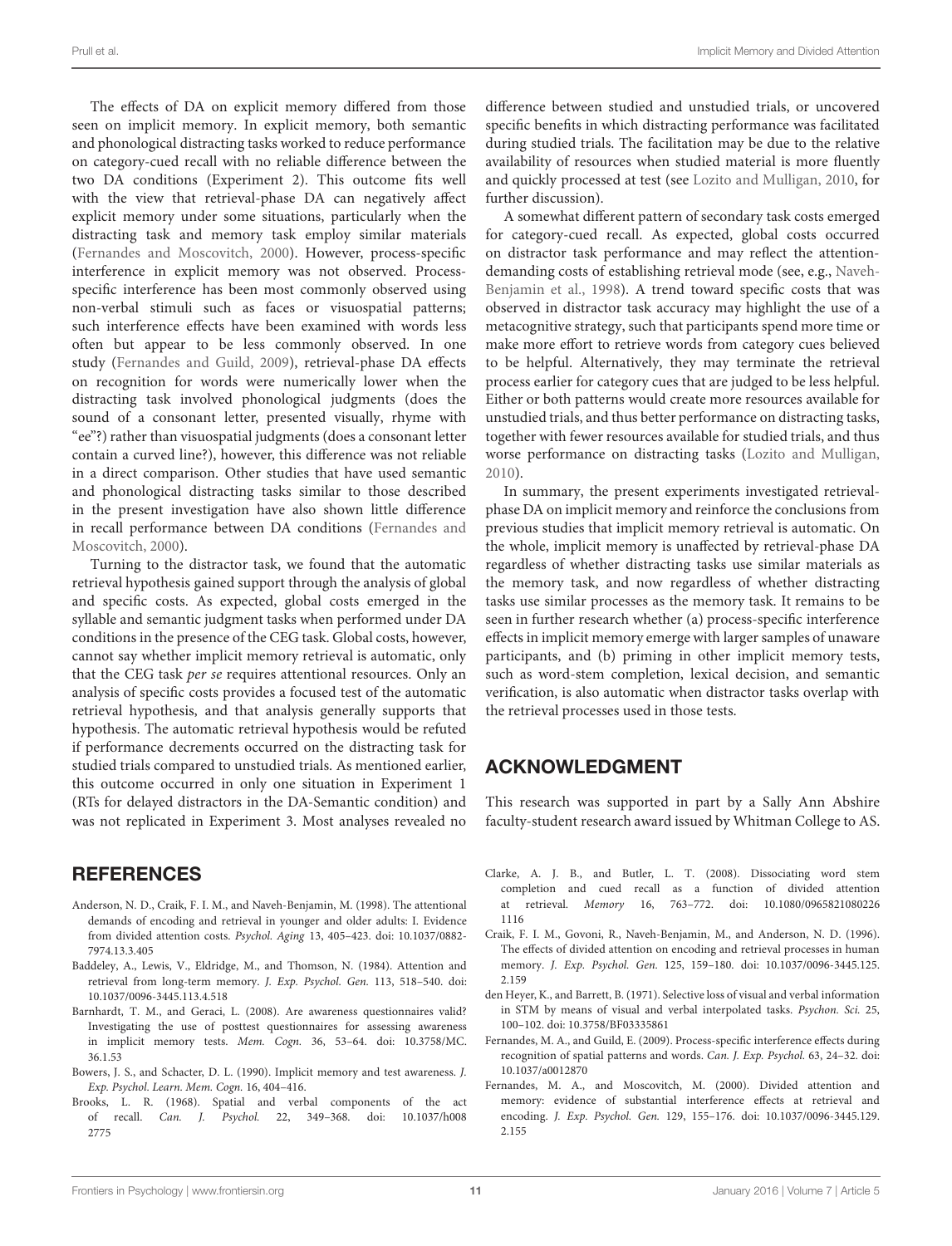The effects of DA on explicit memory differed from those seen on implicit memory. In explicit memory, both semantic and phonological distracting tasks worked to reduce performance on category-cued recall with no reliable difference between the two DA conditions (Experiment 2). This outcome fits well with the view that retrieval-phase DA can negatively affect explicit memory under some situations, particularly when the distracting task and memory task employ similar materials (Fernandes and Moscovitch, 2000). However, process-specific interference in explicit memory was not observed. Process-specific interference has been most commonly observed using non-verbal stimuli such as faces or visuospatial patterns; such interference effects have been examined with words less often but appear to be less commonly observed. In one study (Fernandes and Guild, 2009), retrieval-phase DA effects on recognition for words were numerically lower when the distracting task involved phonological judgments (does the sound of a consonant letter, presented visually, rhyme with "ee"?) rather than visuospatial judgments (does a consonant letter contain a curved line?), however, this difference was not reliable in a direct comparison. Other studies that have used semantic and phonological distracting tasks similar to those described in the present investigation have also shown little difference in recall performance between DA conditions (Fernandes and Moscovitch, 2000).

Turning to the distractor task, we found that the automatic retrieval hypothesis gained support through the analysis of global and specific costs. As expected, global costs emerged in the syllable and semantic judgment tasks when performed under DA conditions in the presence of the CEG task. Global costs, however, cannot say whether implicit memory retrieval is automatic, only that the CEG task *per se* requires attentional resources. Only an analysis of specific costs provides a focused test of the automatic retrieval hypothesis, and that analysis generally supports that hypothesis. The automatic retrieval hypothesis would be refuted if performance decrements occurred on the distracting task for studied trials compared to unstudied trials. As mentioned earlier, this outcome occurred in only one situation in Experiment 1 (RTs for delayed distractors in the DA-Semantic condition) and was not replicated in Experiment 3. Most analyses revealed no difference between studied and unstudied trials, or uncovered specific benefits in which distracting performance was facilitated during studied trials. The facilitation may be due to the relative availability of resources when studied material is more fluently and quickly processed at test (see Lozito and Mulligan, 2010, for further discussion).

A somewhat different pattern of secondary task costs emerged for category-cued recall. As expected, global costs occurred on distractor task performance and may reflect the attention-demanding costs of establishing retrieval mode (see, e.g., Naveh-Benjamin et al., 1998). A trend toward specific costs that was observed in distractor task accuracy may highlight the use of a metacognitive strategy, such that participants spend more time or make more effort to retrieve words from category cues believed to be helpful. Alternatively, they may terminate the retrieval process earlier for category cues that are judged to be less helpful. Either or both patterns would create more resources available for unstudied trials, and thus better performance on distracting tasks, together with fewer resources available for studied trials, and thus worse performance on distracting tasks (Lozito and Mulligan, 2010).

In summary, the present experiments investigated retrieval-phase DA on implicit memory and reinforce the conclusions from previous studies that implicit memory retrieval is automatic. On the whole, implicit memory is unaffected by retrieval-phase DA regardless of whether distracting tasks use similar materials as the memory task, and now regardless of whether distracting tasks use similar processes as the memory task. It remains to be seen in further research whether (a) process-specific interference effects in implicit memory emerge with larger samples of unaware participants, and (b) priming in other implicit memory tests, such as word-stem completion, lexical decision, and semantic verification, is also automatic when distractor tasks overlap with the retrieval processes used in those tests.

## ACKNOWLEDGMENT

This research was supported in part by a Sally Ann Abshire faculty-student research award issued by Whitman College to AS.

## REFERENCES

Anderson, N. D., Craik, F. I. M., and Naveh-Benjamin, M. (1998). The attentional demands of encoding and retrieval in younger and older adults: I. Evidence from divided attention costs. *Psychol. Aging* 13, 405–423. doi: 10.1037/0882-7974.13.3.405

Baddeley, A., Lewis, V., Eldridge, M., and Thomson, N. (1984). Attention and retrieval from long-term memory. *J. Exp. Psychol. Gen.* 113, 518–540. doi: 10.1037/0096-3445.113.4.518

Barnhardt, T. M., and Geraci, L. (2008). Are awareness questionnaires valid? Investigating the use of posttest questionnaires for assessing awareness in implicit memory tests. *Mem. Cogn.* 36, 53–64. doi: 10.3758/MC.36.1.53

Bowers, J. S., and Schacter, D. L. (1990). Implicit memory and test awareness. *J. Exp. Psychol. Learn. Mem. Cogn.* 16, 404–416.

Brooks, L. R. (1968). Spatial and verbal components of the act of recall. *Can. J. Psychol.* 22, 349–368. doi: 10.1037/h0082775

Clarke, A. J. B., and Butler, L. T. (2008). Dissociating word stem completion and cued recall as a function of divided attention at retrieval. *Memory* 16, 763–772. doi: 10.1080/09658210802261116

Craik, F. I. M., Govoni, R., Naveh-Benjamin, M., and Anderson, N. D. (1996). The effects of divided attention on encoding and retrieval processes in human memory. *J. Exp. Psychol. Gen.* 125, 159–180. doi: 10.1037/0096-3445.125.2.159

den Heyer, K., and Barrett, B. (1971). Selective loss of visual and verbal information in STM by means of visual and verbal interpolated tasks. *Psychon. Sci.* 25, 100–102. doi: 10.3758/BF03335861

Fernandes, M. A., and Guild, E. (2009). Process-specific interference effects during recognition of spatial patterns and words. *Can. J. Exp. Psychol.* 63, 24–32. doi: 10.1037/a0012870

Fernandes, M. A., and Moscovitch, M. (2000). Divided attention and memory: evidence of substantial interference effects at retrieval and encoding. *J. Exp. Psychol. Gen.* 129, 155–176. doi: 10.1037/0096-3445.129.2.155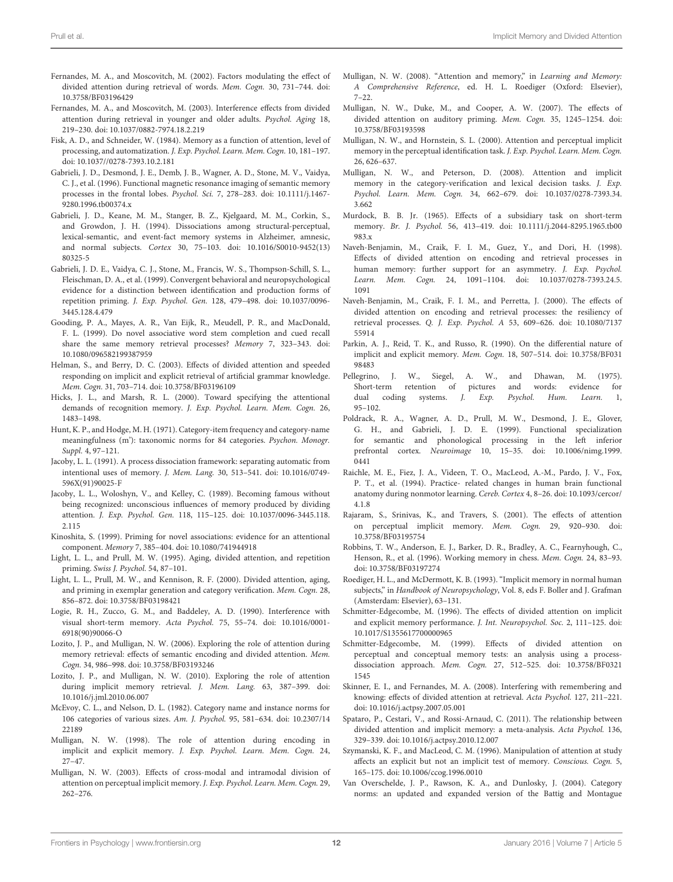Fernandes, M. A., and Moscovitch, M. (2002). Factors modulating the effect of divided attention during retrieval of words. *Mem. Cogn.* 30, 731–744. doi: 10.3758/BF03196429

Fernandes, M. A., and Moscovitch, M. (2003). Interference effects from divided attention during retrieval in younger and older adults. *Psychol. Aging* 18, 219–230. doi: 10.1037/0882-7974.18.2.219

Fisk, A. D., and Schneider, W. (1984). Memory as a function of attention, level of processing, and automatization. *J. Exp. Psychol. Learn. Mem. Cogn.* 10, 181–197. doi: 10.1037//0278-7393.10.2.181

Gabrieli, J. D., Desmond, J. E., Demb, J. B., Wagner, A. D., Stone, M. V., Vaidya, C. J., et al. (1996). Functional magnetic resonance imaging of semantic memory processes in the frontal lobes. *Psychol. Sci.* 7, 278–283. doi: 10.1111/j.1467-9280.1996.tb00374.x

Gabrieli, J. D., Keane, M. M., Stanger, B. Z., Kjelgaard, M. M., Corkin, S., and Growdon, J. H. (1994). Dissociations among structural-perceptual, lexical-semantic, and event-fact memory systems in Alzheimer, amnesic, and normal subjects. *Cortex* 30, 75–103. doi: 10.1016/S0010-9452(13)80325-5

Gabrieli, J. D. E., Vaidya, C. J., Stone, M., Francis, W. S., Thompson-Schill, S. L., Fleischman, D. A., et al. (1999). Convergent behavioral and neuropsychological evidence for a distinction between identification and production forms of repetition priming. *J. Exp. Psychol. Gen.* 128, 479–498. doi: 10.1037/0096-3445.128.4.479

Gooding, P. A., Mayes, A. R., Van Eijk, R., Meudell, P. R., and MacDonald, F. L. (1999). Do novel associative word stem completion and cued recall share the same memory retrieval processes? *Memory* 7, 323–343. doi: 10.1080/096582199387959

Helman, S., and Berry, D. C. (2003). Effects of divided attention and speeded responding on implicit and explicit retrieval of artificial grammar knowledge. *Mem. Cogn.* 31, 703–714. doi: 10.3758/BF03196109

Hicks, J. L., and Marsh, R. L. (2000). Toward specifying the attentional demands of recognition memory. *J. Exp. Psychol. Learn. Mem. Cogn.* 26, 1483–1498.

Hunt, K. P., and Hodge, M. H. (1971). Category-item frequency and category-name meaningfulness (m'): taxonomic norms for 84 categories. *Psychon. Monogr. Suppl.* 4, 97–121.

Jacoby, L. L. (1991). A process dissociation framework: separating automatic from intentional uses of memory. *J. Mem. Lang.* 30, 513–541. doi: 10.1016/0749-596X(91)90025-F

Jacoby, L. L., Woloshyn, V., and Kelley, C. (1989). Becoming famous without being recognized: unconscious influences of memory produced by dividing attention. *J. Exp. Psychol. Gen.* 118, 115–125. doi: 10.1037/0096-3445.118.2.115

Kinoshita, S. (1999). Priming for novel associations: evidence for an attentional component. *Memory* 7, 385–404. doi: 10.1080/741944918

Light, L. L., and Prull, M. W. (1995). Aging, divided attention, and repetition priming. *Swiss J. Psychol.* 54, 87–101.

Light, L. L., Prull, M. W., and Kennison, R. F. (2000). Divided attention, aging, and priming in exemplar generation and category verification. *Mem. Cogn.* 28, 856–872. doi: 10.3758/BF03198421

Logie, R. H., Zucco, G. M., and Baddeley, A. D. (1990). Interference with visual short-term memory. *Acta Psychol.* 75, 55–74. doi: 10.1016/0001-6918(90)90066-O

Lozito, J. P., and Mulligan, N. W. (2006). Exploring the role of attention during memory retrieval: effects of semantic encoding and divided attention. *Mem. Cogn.* 34, 986–998. doi: 10.3758/BF03193246

Lozito, J. P., and Mulligan, N. W. (2010). Exploring the role of attention during implicit memory retrieval. *J. Mem. Lang.* 63, 387–399. doi: 10.1016/j.jml.2010.06.007

McEvoy, C. L., and Nelson, D. L. (1982). Category name and instance norms for 106 categories of various sizes. *Am. J. Psychol.* 95, 581–634. doi: 10.2307/1422189

Mulligan, N. W. (1998). The role of attention during encoding in implicit and explicit memory. *J. Exp. Psychol. Learn. Mem. Cogn.* 24, 27–47.

Mulligan, N. W. (2003). Effects of cross-modal and intramodal division of attention on perceptual implicit memory. *J. Exp. Psychol. Learn. Mem. Cogn.* 29, 262–276.

Mulligan, N. W. (2008). "Attention and memory," in *Learning and Memory: A Comprehensive Reference*, ed. H. L. Roediger (Oxford: Elsevier), 7–22.

Mulligan, N. W., Duke, M., and Cooper, A. W. (2007). The effects of divided attention on auditory priming. *Mem. Cogn.* 35, 1245–1254. doi: 10.3758/BF03193598

Mulligan, N. W., and Hornstein, S. L. (2000). Attention and perceptual implicit memory in the perceptual identification task. *J. Exp. Psychol. Learn. Mem. Cogn.* 26, 626–637.

Mulligan, N. W., and Peterson, D. (2008). Attention and implicit memory in the category-verification and lexical decision tasks. *J. Exp. Psychol. Learn. Mem. Cogn.* 34, 662–679. doi: 10.1037/0278-7393.34.3.662

Murdock, B. B. Jr. (1965). Effects of a subsidiary task on short-term memory. *Br. J. Psychol.* 56, 413–419. doi: 10.1111/j.2044-8295.1965.tb00983.x

Naveh-Benjamin, M., Craik, F. I. M., Guez, Y., and Dori, H. (1998). Effects of divided attention on encoding and retrieval processes in human memory: further support for an asymmetry. *J. Exp. Psychol. Learn. Mem. Cogn.* 24, 1091–1104. doi: 10.1037/0278-7393.24.5.1091

Naveh-Benjamin, M., Craik, F. I. M., and Perretta, J. (2000). The effects of divided attention on encoding and retrieval processes: the resiliency of retrieval processes. *Q. J. Exp. Psychol. A* 53, 609–626. doi: 10.1080/713755914

Parkin, A. J., Reid, T. K., and Russo, R. (1990). On the differential nature of implicit and explicit memory. *Mem. Cogn.* 18, 507–514. doi: 10.3758/BF03198483

Pellegrino, J. W., Siegel, A. W., and Dhawan, M. (1975). Short-term retention of pictures and words: evidence for dual coding systems. *J. Exp. Psychol. Hum. Learn.* 1, 95–102.

Poldrack, R. A., Wagner, A. D., Prull, M. W., Desmond, J. E., Glover, G. H., and Gabrieli, J. D. E. (1999). Functional specialization for semantic and phonological processing in the left inferior prefrontal cortex. *Neuroimage* 10, 15–35. doi: 10.1006/nimg.1999.0441

Raichle, M. E., Fiez, J. A., Videen, T. O., MacLeod, A.-M., Pardo, J. V., Fox, P. T., et al. (1994). Practice- related changes in human brain functional anatomy during nonmotor learning. *Cereb. Cortex* 4, 8–26. doi: 10.1093/cercor/4.1.8

Rajaram, S., Srinivas, K., and Travers, S. (2001). The effects of attention on perceptual implicit memory. *Mem. Cogn.* 29, 920–930. doi: 10.3758/BF03195754

Robbins, T. W., Anderson, E. J., Barker, D. R., Bradley, A. C., Fearnyhough, C., Henson, R., et al. (1996). Working memory in chess. *Mem. Cogn.* 24, 83–93. doi: 10.3758/BF03197274

Roediger, H. L., and McDermott, K. B. (1993). "Implicit memory in normal human subjects," in *Handbook of Neuropsychology*, Vol. 8, eds F. Boller and J. Grafman (Amsterdam: Elsevier), 63–131.

Schmitter-Edgecombe, M. (1996). The effects of divided attention on implicit and explicit memory performance. *J. Int. Neuropsychol. Soc.* 2, 111–125. doi: 10.1017/S1355617700000965

Schmitter-Edgecombe, M. (1999). Effects of divided attention on perceptual and conceptual memory tests: an analysis using a process-dissociation approach. *Mem. Cogn.* 27, 512–525. doi: 10.3758/BF03211545

Skinner, E. I., and Fernandes, M. A. (2008). Interfering with remembering and knowing: effects of divided attention at retrieval. *Acta Psychol.* 127, 211–221. doi: 10.1016/j.actpsy.2007.05.001

Spataro, P., Cestari, V., and Rossi-Arnaud, C. (2011). The relationship between divided attention and implicit memory: a meta-analysis. *Acta Psychol.* 136, 329–339. doi: 10.1016/j.actpsy.2010.12.007

Szymanski, K. F., and MacLeod, C. M. (1996). Manipulation of attention at study affects an explicit but not an implicit test of memory. *Conscious. Cogn.* 5, 165–175. doi: 10.1006/ccog.1996.0010

Van Overschelde, J. P., Rawson, K. A., and Dunlosky, J. (2004). Category norms: an updated and expanded version of the Battig and Montague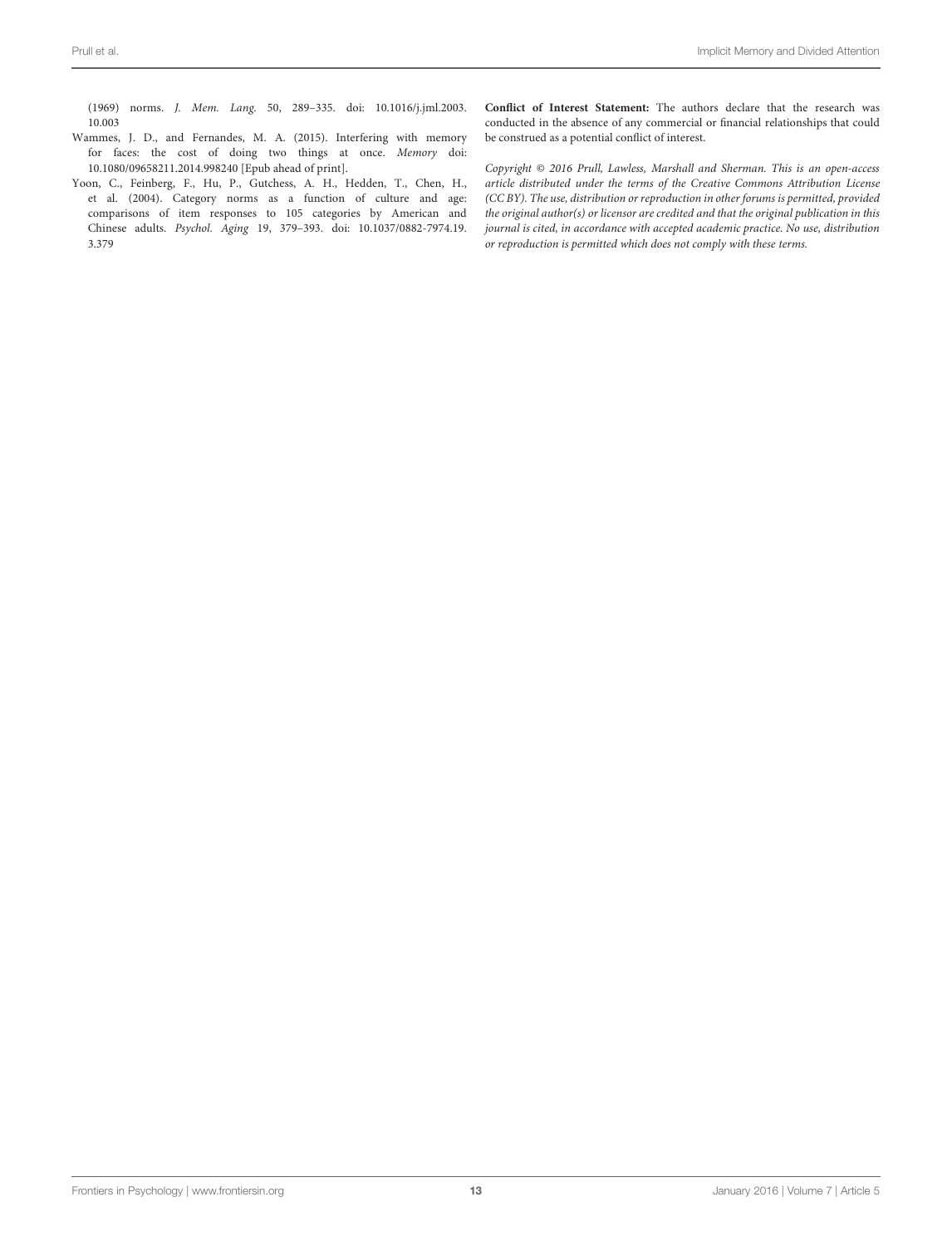(1969) norms. *J. Mem. Lang.* 50, 289–335. doi: 10.1016/j.jml.2003.10.003

Wammes, J. D., and Fernandes, M. A. (2015). Interfering with memory for faces: the cost of doing two things at once. *Memory* doi: 10.1080/09658211.2014.998240 [Epub ahead of print].

Yoon, C., Feinberg, F., Hu, P., Gutchess, A. H., Hedden, T., Chen, H., et al. (2004). Category norms as a function of culture and age: comparisons of item responses to 105 categories by American and Chinese adults. *Psychol. Aging* 19, 379–393. doi: 10.1037/0882-7974.19.3.379

**Conflict of Interest Statement:** The authors declare that the research was conducted in the absence of any commercial or financial relationships that could be construed as a potential conflict of interest.

*Copyright © 2016 Prull, Lawless, Marshall and Sherman. This is an open-access article distributed under the terms of the Creative Commons Attribution License (CC BY). The use, distribution or reproduction in other forums is permitted, provided the original author(s) or licensor are credited and that the original publication in this journal is cited, in accordance with accepted academic practice. No use, distribution or reproduction is permitted which does not comply with these terms.*